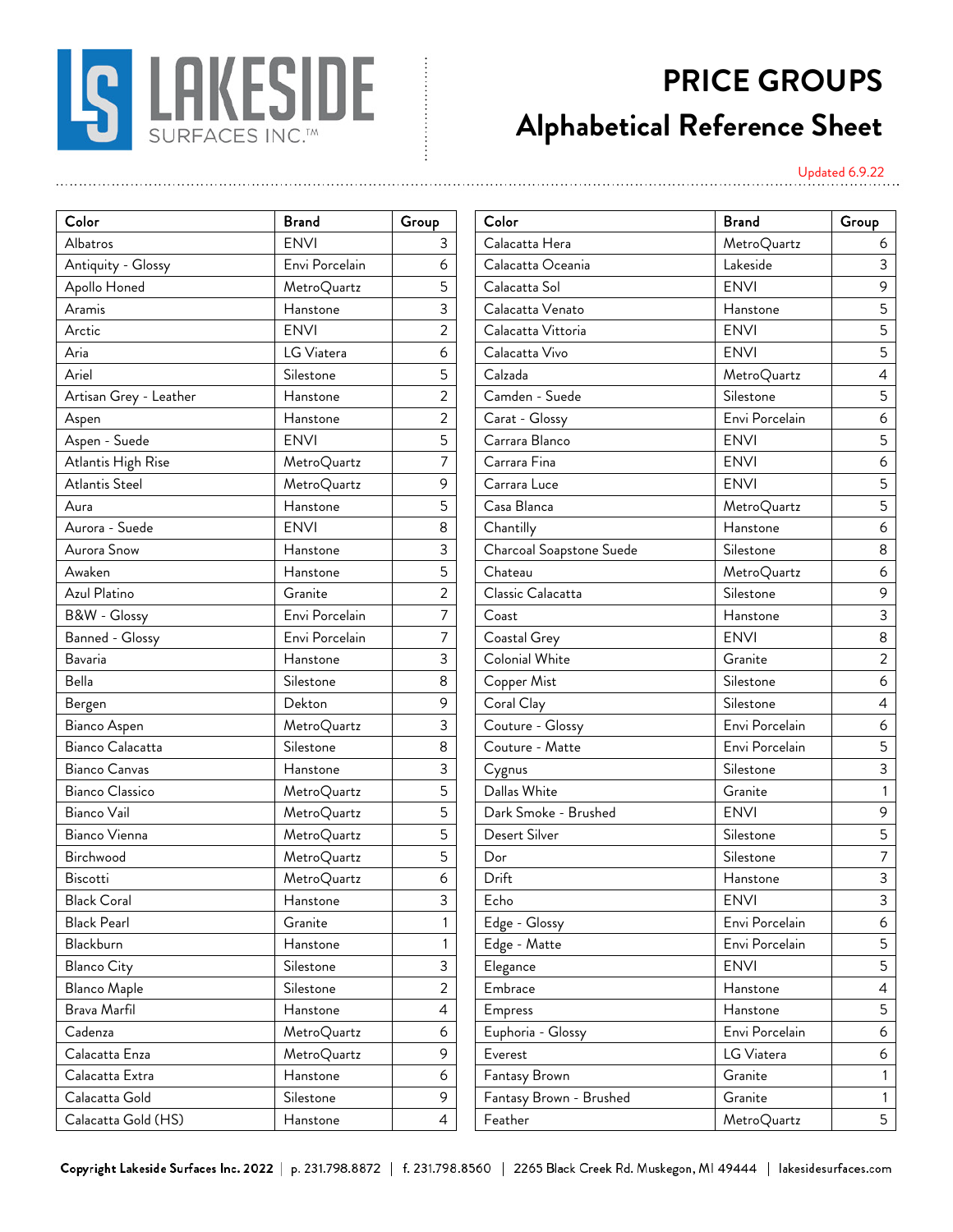# PRICE GROUPS

## Alphabetical Reference Sheet

Updated 6.9.22

| Color | Brand | Group |
|---|---|---|
| Albatros | ENVI | 3 |
| Antiquity - Glossy | Envi Porcelain | 6 |
| Apollo Honed | MetroQuartz | 5 |
| Aramis | Hanstone | 3 |
| Arctic | ENVI | 2 |
| Aria | LG Viatera | 6 |
| Ariel | Silestone | 5 |
| Artisan Grey - Leather | Hanstone | 2 |
| Aspen | Hanstone | 2 |
| Aspen - Suede | ENVI | 5 |
| Atlantis High Rise | MetroQuartz | 7 |
| Atlantis Steel | MetroQuartz | 9 |
| Aura | Hanstone | 5 |
| Aurora - Suede | ENVI | 8 |
| Aurora Snow | Hanstone | 3 |
| Awaken | Hanstone | 5 |
| Azul Platino | Granite | 2 |
| B&W - Glossy | Envi Porcelain | 7 |
| Banned - Glossy | Envi Porcelain | 7 |
| Bavaria | Hanstone | 3 |
| Bella | Silestone | 8 |
| Bergen | Dekton | 9 |
| Bianco Aspen | MetroQuartz | 3 |
| Bianco Calacatta | Silestone | 8 |
| Bianco Canvas | Hanstone | 3 |
| Bianco Classico | MetroQuartz | 5 |
| Bianco Vail | MetroQuartz | 5 |
| Bianco Vienna | MetroQuartz | 5 |
| Birchwood | MetroQuartz | 5 |
| Biscotti | MetroQuartz | 6 |
| Black Coral | Hanstone | 3 |
| Black Pearl | Granite | 1 |
| Blackburn | Hanstone | 1 |
| Blanco City | Silestone | 3 |
| Blanco Maple | Silestone | 2 |
| Brava Marfil | Hanstone | 4 |
| Cadenza | MetroQuartz | 6 |
| Calacatta Enza | MetroQuartz | 9 |
| Calacatta Extra | Hanstone | 6 |
| Calacatta Gold | Silestone | 9 |
| Calacatta Gold (HS) | Hanstone | 4 |
| Calacatta Hera | MetroQuartz | 6 |
| Calacatta Oceania | Lakeside | 3 |
| Calacatta Sol | ENVI | 9 |
| Calacatta Venato | Hanstone | 5 |
| Calacatta Vittoria | ENVI | 5 |
| Calacatta Vivo | ENVI | 5 |
| Calzada | MetroQuartz | 4 |
| Camden - Suede | Silestone | 5 |
| Carat - Glossy | Envi Porcelain | 6 |
| Carrara Blanco | ENVI | 5 |
| Carrara Fina | ENVI | 6 |
| Carrara Luce | ENVI | 5 |
| Casa Blanca | MetroQuartz | 5 |
| Chantilly | Hanstone | 6 |
| Charcoal Soapstone Suede | Silestone | 8 |
| Chateau | MetroQuartz | 6 |
| Classic Calacatta | Silestone | 9 |
| Coast | Hanstone | 3 |
| Coastal Grey | ENVI | 8 |
| Colonial White | Granite | 2 |
| Copper Mist | Silestone | 6 |
| Coral Clay | Silestone | 4 |
| Couture - Glossy | Envi Porcelain | 6 |
| Couture - Matte | Envi Porcelain | 5 |
| Cygnus | Silestone | 3 |
| Dallas White | Granite | 1 |
| Dark Smoke - Brushed | ENVI | 9 |
| Desert Silver | Silestone | 5 |
| Dor | Silestone | 7 |
| Drift | Hanstone | 3 |
| Echo | ENVI | 3 |
| Edge - Glossy | Envi Porcelain | 6 |
| Edge - Matte | Envi Porcelain | 5 |
| Elegance | ENVI | 5 |
| Embrace | Hanstone | 4 |
| Empress | Hanstone | 5 |
| Euphoria - Glossy | Envi Porcelain | 6 |
| Everest | LG Viatera | 6 |
| Fantasy Brown | Granite | 1 |
| Fantasy Brown - Brushed | Granite | 1 |
| Feather | MetroQuartz | 5 |

**Copyright Lakeside Surfaces Inc. 2022** | p. 231.798.8872 | f. 231.798.8560 | 2265 Black Creek Rd. Muskegon, MI 49444 | lakesidesurfaces.com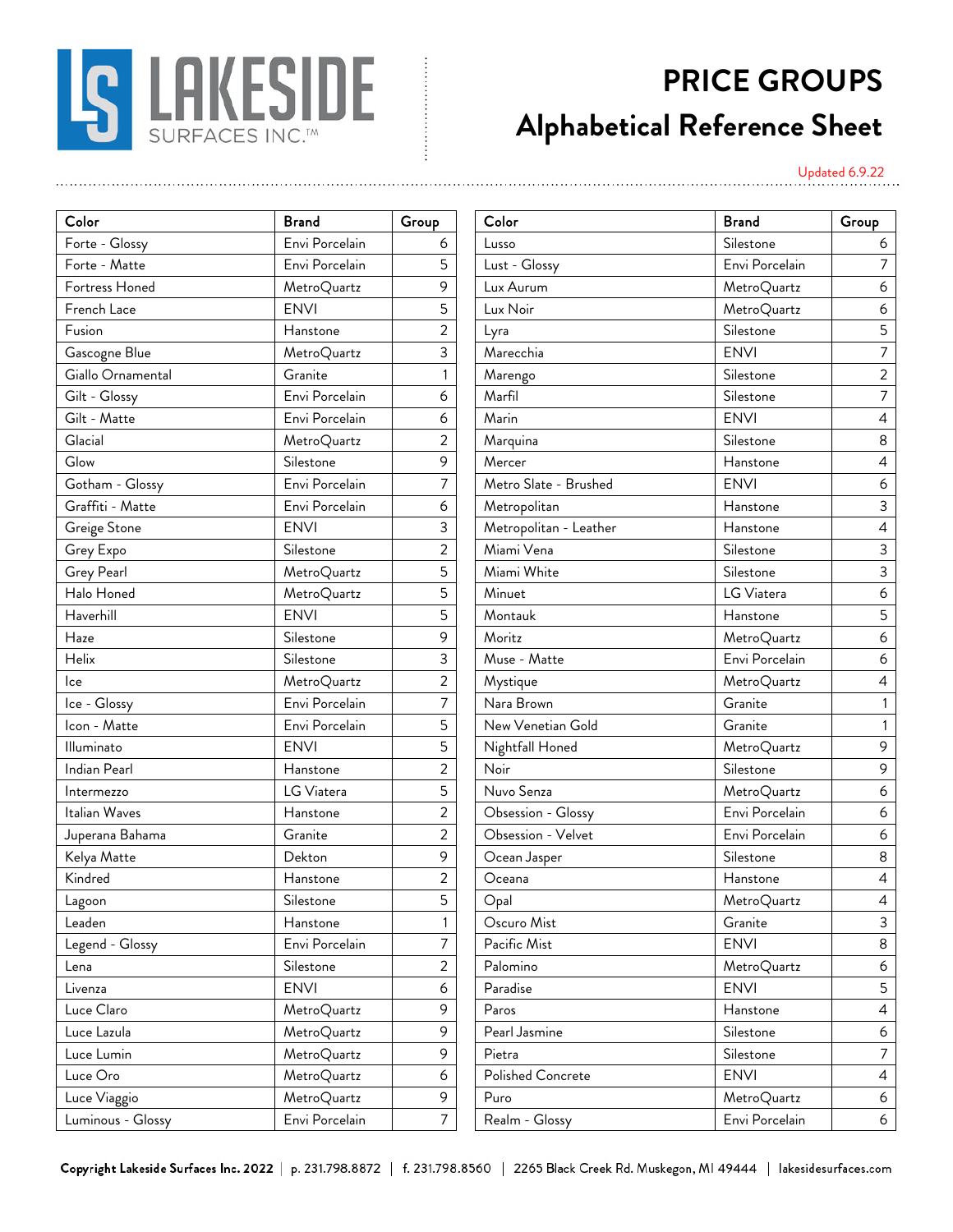# PRICE GROUPS Alphabetical Reference Sheet

Updated 6.9.22

| Color | Brand | Group |
|---|---|---|
| Forte - Glossy | Envi Porcelain | 6 |
| Forte - Matte | Envi Porcelain | 5 |
| Fortress Honed | MetroQuartz | 9 |
| French Lace | ENVI | 5 |
| Fusion | Hanstone | 2 |
| Gascogne Blue | MetroQuartz | 3 |
| Giallo Ornamental | Granite | 1 |
| Gilt - Glossy | Envi Porcelain | 6 |
| Gilt - Matte | Envi Porcelain | 6 |
| Glacial | MetroQuartz | 2 |
| Glow | Silestone | 9 |
| Gotham - Glossy | Envi Porcelain | 7 |
| Graffiti - Matte | Envi Porcelain | 6 |
| Greige Stone | ENVI | 3 |
| Grey Expo | Silestone | 2 |
| Grey Pearl | MetroQuartz | 5 |
| Halo Honed | MetroQuartz | 5 |
| Haverhill | ENVI | 5 |
| Haze | Silestone | 9 |
| Helix | Silestone | 3 |
| Ice | MetroQuartz | 2 |
| Ice - Glossy | Envi Porcelain | 7 |
| Icon - Matte | Envi Porcelain | 5 |
| Illuminato | ENVI | 5 |
| Indian Pearl | Hanstone | 2 |
| Intermezzo | LG Viatera | 5 |
| Italian Waves | Hanstone | 2 |
| Juperana Bahama | Granite | 2 |
| Kelya Matte | Dekton | 9 |
| Kindred | Hanstone | 2 |
| Lagoon | Silestone | 5 |
| Leaden | Hanstone | 1 |
| Legend - Glossy | Envi Porcelain | 7 |
| Lena | Silestone | 2 |
| Livenza | ENVI | 6 |
| Luce Claro | MetroQuartz | 9 |
| Luce Lazula | MetroQuartz | 9 |
| Luce Lumin | MetroQuartz | 9 |
| Luce Oro | MetroQuartz | 6 |
| Luce Viaggio | MetroQuartz | 9 |
| Luminous - Glossy | Envi Porcelain | 7 |
| Lusso | Silestone | 6 |
| Lust - Glossy | Envi Porcelain | 7 |
| Lux Aurum | MetroQuartz | 6 |
| Lux Noir | MetroQuartz | 6 |
| Lyra | Silestone | 5 |
| Marecchia | ENVI | 7 |
| Marengo | Silestone | 2 |
| Marfil | Silestone | 7 |
| Marin | ENVI | 4 |
| Marquina | Silestone | 8 |
| Mercer | Hanstone | 4 |
| Metro Slate - Brushed | ENVI | 6 |
| Metropolitan | Hanstone | 3 |
| Metropolitan - Leather | Hanstone | 4 |
| Miami Vena | Silestone | 3 |
| Miami White | Silestone | 3 |
| Minuet | LG Viatera | 6 |
| Montauk | Hanstone | 5 |
| Moritz | MetroQuartz | 6 |
| Muse - Matte | Envi Porcelain | 6 |
| Mystique | MetroQuartz | 4 |
| Nara Brown | Granite | 1 |
| New Venetian Gold | Granite | 1 |
| Nightfall Honed | MetroQuartz | 9 |
| Noir | Silestone | 9 |
| Nuvo Senza | MetroQuartz | 6 |
| Obsession - Glossy | Envi Porcelain | 6 |
| Obsession - Velvet | Envi Porcelain | 6 |
| Ocean Jasper | Silestone | 8 |
| Oceana | Hanstone | 4 |
| Opal | MetroQuartz | 4 |
| Oscuro Mist | Granite | 3 |
| Pacific Mist | ENVI | 8 |
| Palomino | MetroQuartz | 6 |
| Paradise | ENVI | 5 |
| Paros | Hanstone | 4 |
| Pearl Jasmine | Silestone | 6 |
| Pietra | Silestone | 7 |
| Polished Concrete | ENVI | 4 |
| Puro | MetroQuartz | 6 |
| Realm - Glossy | Envi Porcelain | 6 |

**Copyright Lakeside Surfaces Inc. 2022** | p. 231.798.8872 | f. 231.798.8560 | 2265 Black Creek Rd. Muskegon, MI 49444 | lakesidesurfaces.com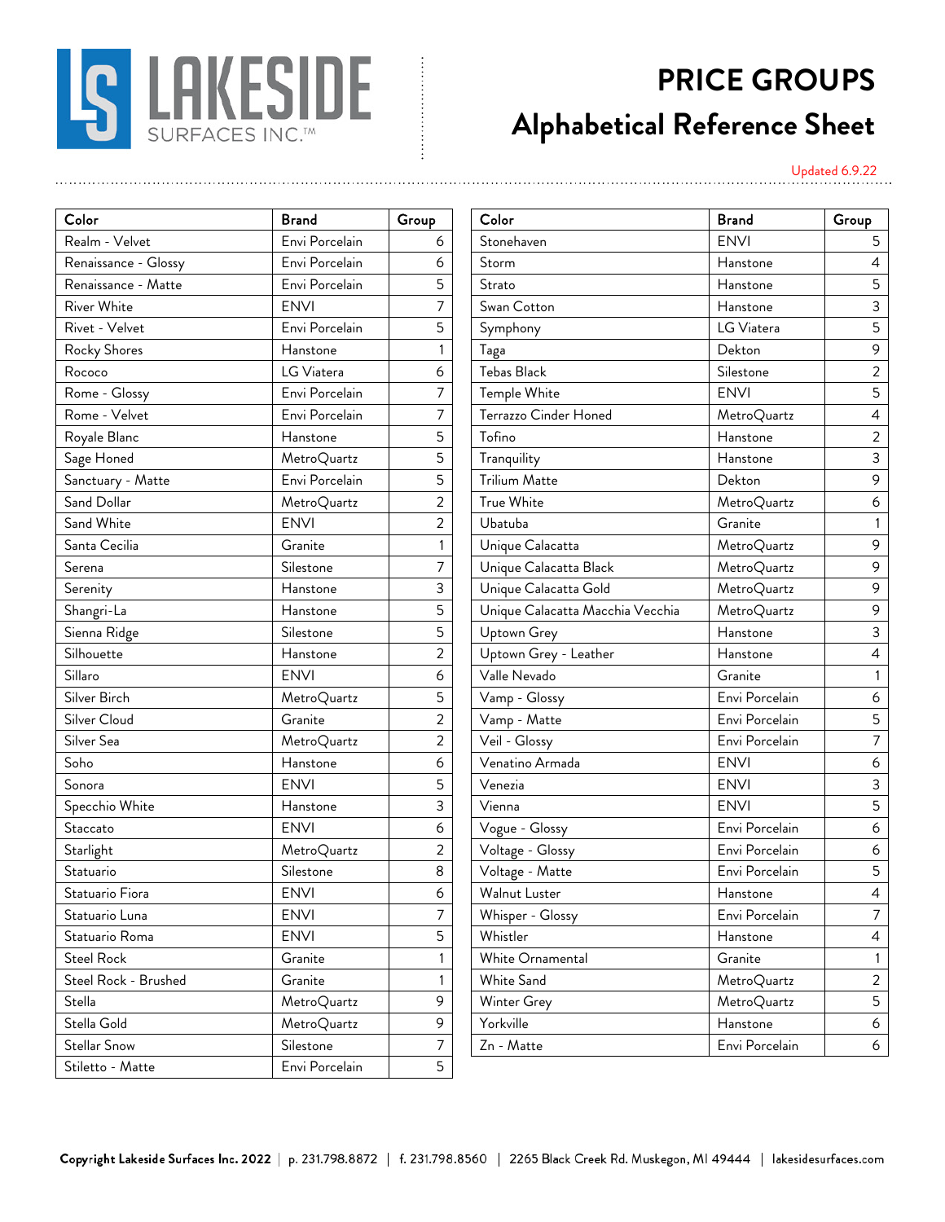# PRICE GROUPS

## Alphabetical Reference Sheet

Updated 6.9.22

| Color | Brand | Group |
|---|---|---|
| Realm - Velvet | Envi Porcelain | 6 |
| Renaissance - Glossy | Envi Porcelain | 6 |
| Renaissance - Matte | Envi Porcelain | 5 |
| River White | ENVI | 7 |
| Rivet - Velvet | Envi Porcelain | 5 |
| Rocky Shores | Hanstone | 1 |
| Rococo | LG Viatera | 6 |
| Rome - Glossy | Envi Porcelain | 7 |
| Rome - Velvet | Envi Porcelain | 7 |
| Royale Blanc | Hanstone | 5 |
| Sage Honed | MetroQuartz | 5 |
| Sanctuary - Matte | Envi Porcelain | 5 |
| Sand Dollar | MetroQuartz | 2 |
| Sand White | ENVI | 2 |
| Santa Cecilia | Granite | 1 |
| Serena | Silestone | 7 |
| Serenity | Hanstone | 3 |
| Shangri-La | Hanstone | 5 |
| Sienna Ridge | Silestone | 5 |
| Silhouette | Hanstone | 2 |
| Sillaro | ENVI | 6 |
| Silver Birch | MetroQuartz | 5 |
| Silver Cloud | Granite | 2 |
| Silver Sea | MetroQuartz | 2 |
| Soho | Hanstone | 6 |
| Sonora | ENVI | 5 |
| Specchio White | Hanstone | 3 |
| Staccato | ENVI | 6 |
| Starlight | MetroQuartz | 2 |
| Statuario | Silestone | 8 |
| Statuario Fiora | ENVI | 6 |
| Statuario Luna | ENVI | 7 |
| Statuario Roma | ENVI | 5 |
| Steel Rock | Granite | 1 |
| Steel Rock - Brushed | Granite | 1 |
| Stella | MetroQuartz | 9 |
| Stella Gold | MetroQuartz | 9 |
| Stellar Snow | Silestone | 7 |
| Stiletto - Matte | Envi Porcelain | 5 |
| Stonehaven | ENVI | 5 |
| Storm | Hanstone | 4 |
| Strato | Hanstone | 5 |
| Swan Cotton | Hanstone | 3 |
| Symphony | LG Viatera | 5 |
| Taga | Dekton | 9 |
| Tebas Black | Silestone | 2 |
| Temple White | ENVI | 5 |
| Terrazzo Cinder Honed | MetroQuartz | 4 |
| Tofino | Hanstone | 2 |
| Tranquility | Hanstone | 3 |
| Trilium Matte | Dekton | 9 |
| True White | MetroQuartz | 6 |
| Ubatuba | Granite | 1 |
| Unique Calacatta | MetroQuartz | 9 |
| Unique Calacatta Black | MetroQuartz | 9 |
| Unique Calacatta Gold | MetroQuartz | 9 |
| Unique Calacatta Macchia Vecchia | MetroQuartz | 9 |
| Uptown Grey | Hanstone | 3 |
| Uptown Grey - Leather | Hanstone | 4 |
| Valle Nevado | Granite | 1 |
| Vamp - Glossy | Envi Porcelain | 6 |
| Vamp - Matte | Envi Porcelain | 5 |
| Veil - Glossy | Envi Porcelain | 7 |
| Venatino Armada | ENVI | 6 |
| Venezia | ENVI | 3 |
| Vienna | ENVI | 5 |
| Vogue - Glossy | Envi Porcelain | 6 |
| Voltage - Glossy | Envi Porcelain | 6 |
| Voltage - Matte | Envi Porcelain | 5 |
| Walnut Luster | Hanstone | 4 |
| Whisper - Glossy | Envi Porcelain | 7 |
| Whistler | Hanstone | 4 |
| White Ornamental | Granite | 1 |
| White Sand | MetroQuartz | 2 |
| Winter Grey | MetroQuartz | 5 |
| Yorkville | Hanstone | 6 |
| Zn - Matte | Envi Porcelain | 6 |

**Copyright Lakeside Surfaces Inc. 2022** | p. 231.798.8872 | f. 231.798.8560 | 2265 Black Creek Rd. Muskegon, MI 49444 | lakesidesurfaces.com